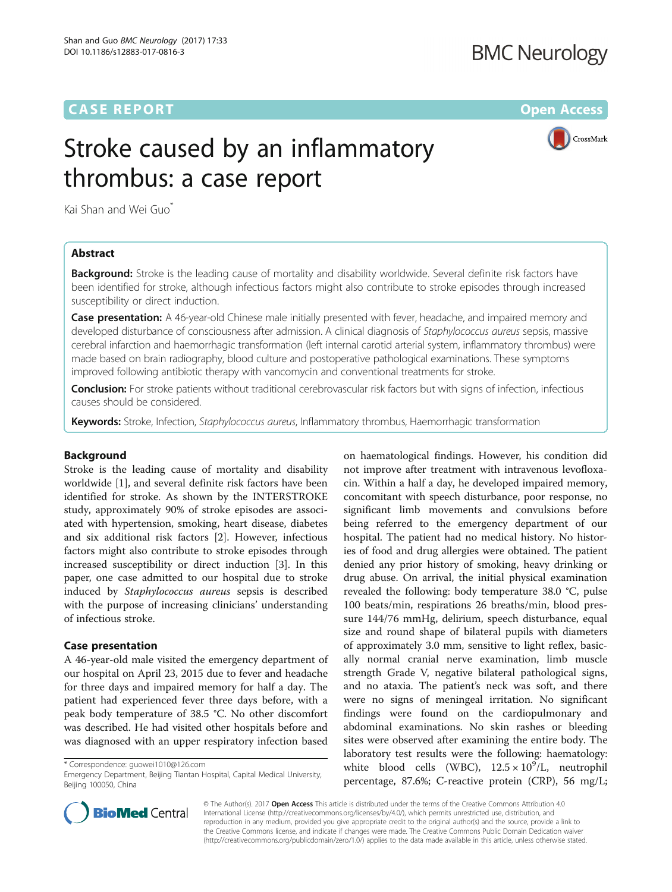CASE REPORT

Open Access

# Stroke caused by an inflammatory thrombus: a case report

Kai Shan and Wei Guo[*]

## Abstract

**Background:** Stroke is the leading cause of mortality and disability worldwide. Several definite risk factors have been identified for stroke, although infectious factors might also contribute to stroke episodes through increased susceptibility or direct induction.

**Case presentation:** A 46-year-old Chinese male initially presented with fever, headache, and impaired memory and developed disturbance of consciousness after admission. A clinical diagnosis of *Staphylococcus aureus* sepsis, massive cerebral infarction and haemorrhagic transformation (left internal carotid arterial system, inflammatory thrombus) were made based on brain radiography, blood culture and postoperative pathological examinations. These symptoms improved following antibiotic therapy with vancomycin and conventional treatments for stroke.

**Conclusion:** For stroke patients without traditional cerebrovascular risk factors but with signs of infection, infectious causes should be considered.

**Keywords:** Stroke, Infection, *Staphylococcus aureus*, Inflammatory thrombus, Haemorrhagic transformation

## Background

Stroke is the leading cause of mortality and disability worldwide [1], and several definite risk factors have been identified for stroke. As shown by the INTERSTROKE study, approximately 90% of stroke episodes are associated with hypertension, smoking, heart disease, diabetes and six additional risk factors [2]. However, infectious factors might also contribute to stroke episodes through increased susceptibility or direct induction [3]. In this paper, one case admitted to our hospital due to stroke induced by *Staphylococcus aureus* sepsis is described with the purpose of increasing clinicians' understanding of infectious stroke.

## Case presentation

A 46-year-old male visited the emergency department of our hospital on April 23, 2015 due to fever and headache for three days and impaired memory for half a day. The patient had experienced fever three days before, with a peak body temperature of 38.5 °C. No other discomfort was described. He had visited other hospitals before and was diagnosed with an upper respiratory infection based on haematological findings. However, his condition did not improve after treatment with intravenous levofloxacin. Within a half a day, he developed impaired memory, concomitant with speech disturbance, poor response, no significant limb movements and convulsions before being referred to the emergency department of our hospital. The patient had no medical history. No histories of food and drug allergies were obtained. The patient denied any prior history of smoking, heavy drinking or drug abuse. On arrival, the initial physical examination revealed the following: body temperature 38.0 °C, pulse 100 beats/min, respirations 26 breaths/min, blood pressure 144/76 mmHg, delirium, speech disturbance, equal size and round shape of bilateral pupils with diameters of approximately 3.0 mm, sensitive to light reflex, basically normal cranial nerve examination, limb muscle strength Grade V, negative bilateral pathological signs, and no ataxia. The patient's neck was soft, and there were no signs of meningeal irritation. No significant findings were found on the cardiopulmonary and abdominal examinations. No skin rashes or bleeding sites were observed after examining the entire body. The laboratory test results were the following: haematology: white blood cells (WBC), $12.5 \times 10^9$/L, neutrophil percentage, 87.6%; C-reactive protein (CRP), 56 mg/L;

\* Correspondence: guowei1010@126.com
Emergency Department, Beijing Tiantan Hospital, Capital Medical University, Beijing 100050, China

© The Author(s). 2017 **Open Access** This article is distributed under the terms of the Creative Commons Attribution 4.0 International License (http://creativecommons.org/licenses/by/4.0/), which permits unrestricted use, distribution, and reproduction in any medium, provided you give appropriate credit to the original author(s) and the source, provide a link to the Creative Commons license, and indicate if changes were made. The Creative Commons Public Domain Dedication waiver (http://creativecommons.org/publicdomain/zero/1.0/) applies to the data made available in this article, unless otherwise stated.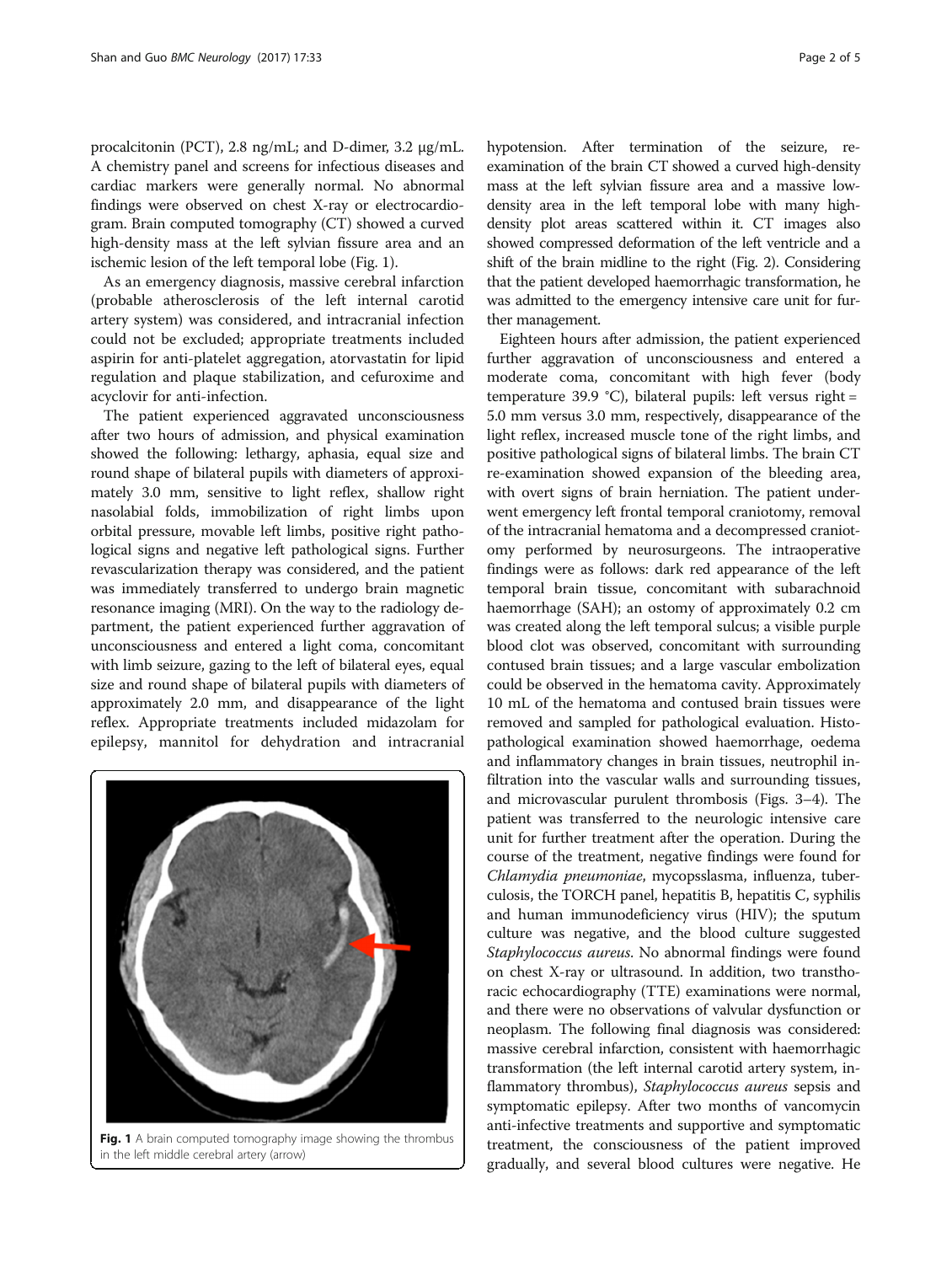procalcitonin (PCT), 2.8 ng/mL; and D-dimer, 3.2 μg/mL. A chemistry panel and screens for infectious diseases and cardiac markers were generally normal. No abnormal findings were observed on chest X-ray or electrocardiogram. Brain computed tomography (CT) showed a curved high-density mass at the left sylvian fissure area and an ischemic lesion of the left temporal lobe (Fig. 1).

As an emergency diagnosis, massive cerebral infarction (probable atherosclerosis of the left internal carotid artery system) was considered, and intracranial infection could not be excluded; appropriate treatments included aspirin for anti-platelet aggregation, atorvastatin for lipid regulation and plaque stabilization, and cefuroxime and acyclovir for anti-infection.

The patient experienced aggravated unconsciousness after two hours of admission, and physical examination showed the following: lethargy, aphasia, equal size and round shape of bilateral pupils with diameters of approximately 3.0 mm, sensitive to light reflex, shallow right nasolabial folds, immobilization of right limbs upon orbital pressure, movable left limbs, positive right pathological signs and negative left pathological signs. Further revascularization therapy was considered, and the patient was immediately transferred to undergo brain magnetic resonance imaging (MRI). On the way to the radiology department, the patient experienced further aggravation of unconsciousness and entered a light coma, concomitant with limb seizure, gazing to the left of bilateral eyes, equal size and round shape of bilateral pupils with diameters of approximately 2.0 mm, and disappearance of the light reflex. Appropriate treatments included midazolam for epilepsy, mannitol for dehydration and intracranial hypotension. After termination of the seizure, re-examination of the brain CT showed a curved high-density mass at the left sylvian fissure area and a massive low-density area in the left temporal lobe with many high-density plot areas scattered within it. CT images also showed compressed deformation of the left ventricle and a shift of the brain midline to the right (Fig. 2). Considering that the patient developed haemorrhagic transformation, he was admitted to the emergency intensive care unit for further management.

Fig. 1 A brain computed tomography image showing the thrombus in the left middle cerebral artery (arrow)

Eighteen hours after admission, the patient experienced further aggravation of unconsciousness and entered a moderate coma, concomitant with high fever (body temperature 39.9 °C), bilateral pupils: left versus right = 5.0 mm versus 3.0 mm, respectively, disappearance of the light reflex, increased muscle tone of the right limbs, and positive pathological signs of bilateral limbs. The brain CT re-examination showed expansion of the bleeding area, with overt signs of brain herniation. The patient underwent emergency left frontal temporal craniotomy, removal of the intracranial hematoma and a decompressed craniotomy performed by neurosurgeons. The intraoperative findings were as follows: dark red appearance of the left temporal brain tissue, concomitant with subarachnoid haemorrhage (SAH); an ostomy of approximately 0.2 cm was created along the left temporal sulcus; a visible purple blood clot was observed, concomitant with surrounding contused brain tissues; and a large vascular embolization could be observed in the hematoma cavity. Approximately 10 mL of the hematoma and contused brain tissues were removed and sampled for pathological evaluation. Histopathological examination showed haemorrhage, oedema and inflammatory changes in brain tissues, neutrophil infiltration into the vascular walls and surrounding tissues, and microvascular purulent thrombosis (Figs. 3–4). The patient was transferred to the neurologic intensive care unit for further treatment after the operation. During the course of the treatment, negative findings were found for *Chlamydia pneumoniae*, mycopsslasma, influenza, tuberculosis, the TORCH panel, hepatitis B, hepatitis C, syphilis and human immunodeficiency virus (HIV); the sputum culture was negative, and the blood culture suggested *Staphylococcus aureus*. No abnormal findings were found on chest X-ray or ultrasound. In addition, two transthoracic echocardiography (TTE) examinations were normal, and there were no observations of valvular dysfunction or neoplasm. The following final diagnosis was considered: massive cerebral infarction, consistent with haemorrhagic transformation (the left internal carotid artery system, inflammatory thrombus), *Staphylococcus aureus* sepsis and symptomatic epilepsy. After two months of vancomycin anti-infective treatments and supportive and symptomatic treatment, the consciousness of the patient improved gradually, and several blood cultures were negative. He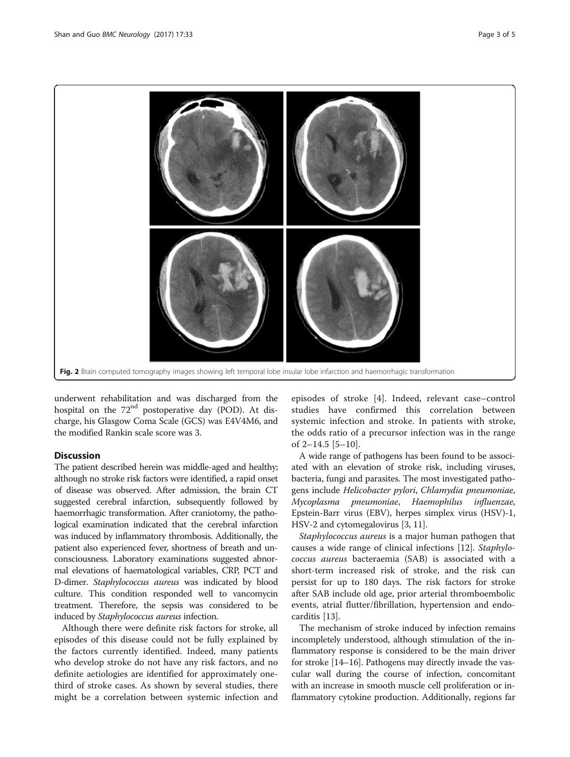Fig. 2 Brain computed tomography images showing left temporal lobe insular lobe infarction and haemorrhagic transformation

underwent rehabilitation and was discharged from the hospital on the 72nd postoperative day (POD). At discharge, his Glasgow Coma Scale (GCS) was E4V4M6, and the modified Rankin scale score was 3.

## Discussion

The patient described herein was middle-aged and healthy; although no stroke risk factors were identified, a rapid onset of disease was observed. After admission, the brain CT suggested cerebral infarction, subsequently followed by haemorrhagic transformation. After craniotomy, the pathological examination indicated that the cerebral infarction was induced by inflammatory thrombosis. Additionally, the patient also experienced fever, shortness of breath and unconsciousness. Laboratory examinations suggested abnormal elevations of haematological variables, CRP, PCT and D-dimer. *Staphylococcus aureus* was indicated by blood culture. This condition responded well to vancomycin treatment. Therefore, the sepsis was considered to be induced by *Staphylococcus aureus* infection.

Although there were definite risk factors for stroke, all episodes of this disease could not be fully explained by the factors currently identified. Indeed, many patients who develop stroke do not have any risk factors, and no definite aetiologies are identified for approximately one-third of stroke cases. As shown by several studies, there might be a correlation between systemic infection and episodes of stroke [4]. Indeed, relevant case–control studies have confirmed this correlation between systemic infection and stroke. In patients with stroke, the odds ratio of a precursor infection was in the range of 2–14.5 [5–10].

A wide range of pathogens has been found to be associated with an elevation of stroke risk, including viruses, bacteria, fungi and parasites. The most investigated pathogens include *Helicobacter pylori*, *Chlamydia pneumoniae*, *Mycoplasma pneumoniae*, *Haemophilus influenzae*, Epstein-Barr virus (EBV), herpes simplex virus (HSV)-1, HSV-2 and cytomegalovirus [3, 11].

*Staphylococcus aureus* is a major human pathogen that causes a wide range of clinical infections [12]. *Staphylococcus aureus* bacteraemia (SAB) is associated with a short-term increased risk of stroke, and the risk can persist for up to 180 days. The risk factors for stroke after SAB include old age, prior arterial thromboembolic events, atrial flutter/fibrillation, hypertension and endocarditis [13].

The mechanism of stroke induced by infection remains incompletely understood, although stimulation of the inflammatory response is considered to be the main driver for stroke [14–16]. Pathogens may directly invade the vascular wall during the course of infection, concomitant with an increase in smooth muscle cell proliferation or inflammatory cytokine production. Additionally, regions far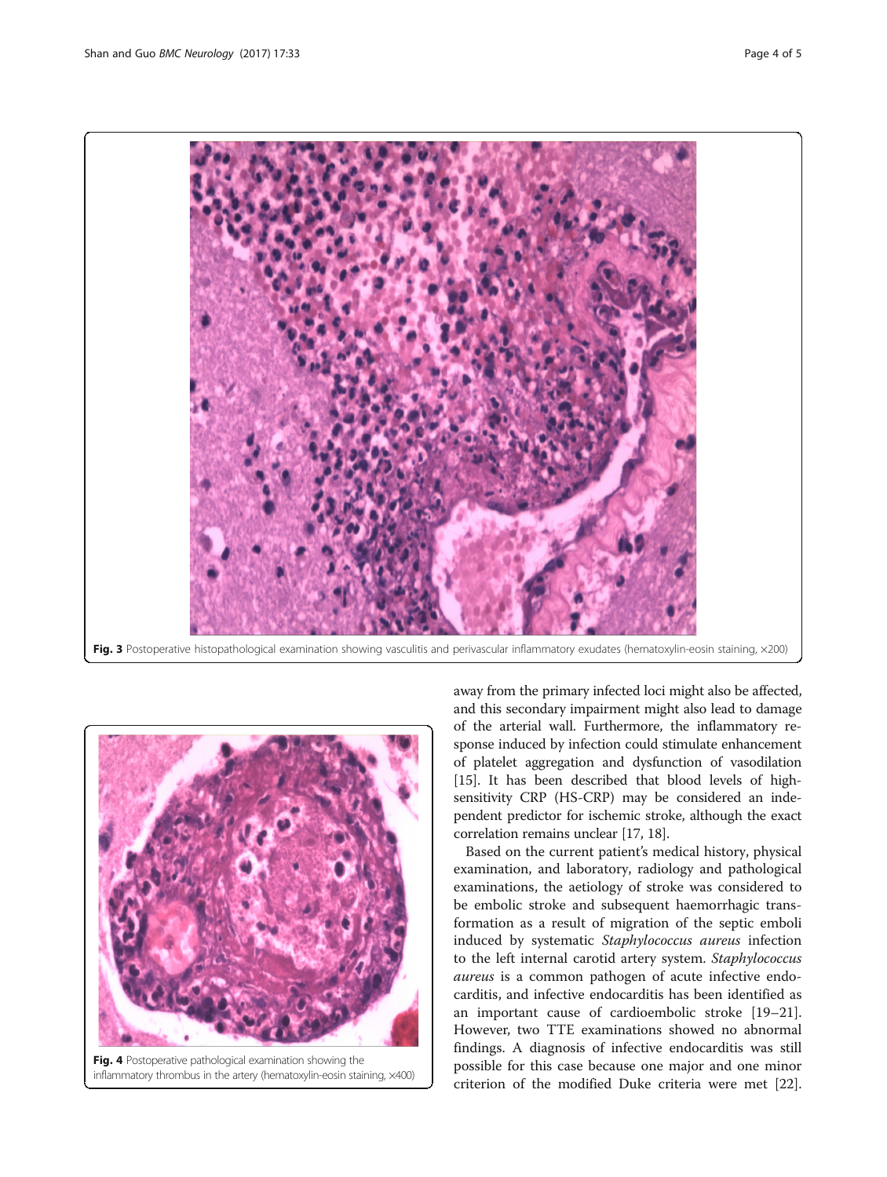Fig. 3 Postoperative histopathological examination showing vasculitis and perivascular inflammatory exudates (hematoxylin-eosin staining, ×200)

Fig. 4 Postoperative pathological examination showing the inflammatory thrombus in the artery (hematoxylin-eosin staining, ×400)

away from the primary infected loci might also be affected, and this secondary impairment might also lead to damage of the arterial wall. Furthermore, the inflammatory response induced by infection could stimulate enhancement of platelet aggregation and dysfunction of vasodilation [15]. It has been described that blood levels of high-sensitivity CRP (HS-CRP) may be considered an independent predictor for ischemic stroke, although the exact correlation remains unclear [17, 18].

Based on the current patient's medical history, physical examination, and laboratory, radiology and pathological examinations, the aetiology of stroke was considered to be embolic stroke and subsequent haemorrhagic transformation as a result of migration of the septic emboli induced by systematic *Staphylococcus aureus* infection to the left internal carotid artery system. *Staphylococcus aureus* is a common pathogen of acute infective endocarditis, and infective endocarditis has been identified as an important cause of cardioembolic stroke [19–21]. However, two TTE examinations showed no abnormal findings. A diagnosis of infective endocarditis was still possible for this case because one major and one minor criterion of the modified Duke criteria were met [22].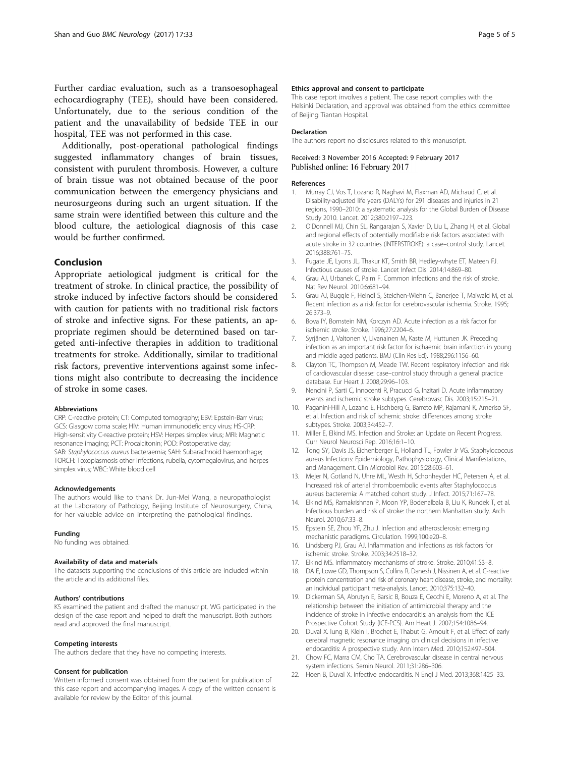Further cardiac evaluation, such as a transoesophageal echocardiography (TEE), should have been considered. Unfortunately, due to the serious condition of the patient and the unavailability of bedside TEE in our hospital, TEE was not performed in this case.

Additionally, post-operational pathological findings suggested inflammatory changes of brain tissues, consistent with purulent thrombosis. However, a culture of brain tissue was not obtained because of the poor communication between the emergency physicians and neurosurgeons during such an urgent situation. If the same strain were identified between this culture and the blood culture, the aetiological diagnosis of this case would be further confirmed.

## Conclusion

Appropriate aetiological judgment is critical for the treatment of stroke. In clinical practice, the possibility of stroke induced by infective factors should be considered with caution for patients with no traditional risk factors of stroke and infective signs. For these patients, an appropriate regimen should be determined based on targeted anti-infective therapies in addition to traditional treatments for stroke. Additionally, similar to traditional risk factors, preventive interventions against some infections might also contribute to decreasing the incidence of stroke in some cases.

#### Abbreviations

CRP: C-reactive protein; CT: Computed tomography; EBV: Epstein-Barr virus; GCS: Glasgow coma scale; HIV: Human immunodeficiency virus; HS-CRP: High-sensitivity C-reactive protein; HSV: Herpes simplex virus; MRI: Magnetic resonance imaging; PCT: Procalcitonin; POD: Postoperative day; SAB: *Staphylococcus aureus* bacteraemia; SAH: Subarachnoid haemorrhage; TORCH: Toxoplasmosis other infections, rubella, cytomegalovirus, and herpes simplex virus; WBC: White blood cell

#### Acknowledgements

The authors would like to thank Dr. Jun-Mei Wang, a neuropathologist at the Laboratory of Pathology, Beijing Institute of Neurosurgery, China, for her valuable advice on interpreting the pathological findings.

#### Funding

No funding was obtained.

#### Availability of data and materials

The datasets supporting the conclusions of this article are included within the article and its additional files.

#### Authors' contributions

KS examined the patient and drafted the manuscript. WG participated in the design of the case report and helped to draft the manuscript. Both authors read and approved the final manuscript.

#### Competing interests

The authors declare that they have no competing interests.

#### Consent for publication

Written informed consent was obtained from the patient for publication of this case report and accompanying images. A copy of the written consent is available for review by the Editor of this journal.

#### Ethics approval and consent to participate

This case report involves a patient. The case report complies with the Helsinki Declaration, and approval was obtained from the ethics committee of Beijing Tiantan Hospital.

#### Declaration

The authors report no disclosures related to this manuscript.

Received: 3 November 2016 Accepted: 9 February 2017
Published online: 16 February 2017

#### References

1. Murray CJ, Vos T, Lozano R, Naghavi M, Flaxman AD, Michaud C, et al. Disability-adjusted life years (DALYs) for 291 diseases and injuries in 21 regions, 1990–2010: a systematic analysis for the Global Burden of Disease Study 2010. Lancet. 2012;380:2197–223.
2. O'Donnell MJ, Chin SL, Rangarajan S, Xavier D, Liu L, Zhang H, et al. Global and regional effects of potentially modifiable risk factors associated with acute stroke in 32 countries (INTERSTROKE): a case–control study. Lancet. 2016;388:761–75.
3. Fugate JE, Lyons JL, Thakur KT, Smith BR, Hedley-whyte ET, Mateen FJ. Infectious causes of stroke. Lancet Infect Dis. 2014;14:869–80.
4. Grau AJ, Urbanek C, Palm F. Common infections and the risk of stroke. Nat Rev Neurol. 2010;6:681–94.
5. Grau AJ, Buggle F, Heindl S, Steichen-Wiehn C, Banerjee T, Maiwald M, et al. Recent infection as a risk factor for cerebrovascular ischemia. Stroke. 1995; 26:373–9.
6. Bova IY, Bornstein NM, Korczyn AD. Acute infection as a risk factor for ischemic stroke. Stroke. 1996;27:2204–6.
7. Syrjänen J, Valtonen V, Livainainen M, Kaste M, Huttunen JK. Preceding infection as an important risk factor for ischaemic brain infarction in young and middle aged patients. BMJ (Clin Res Ed). 1988;296:1156–60.
8. Clayton TC, Thompson M, Meade TW. Recent respiratory infection and risk of cardiovascular disease: case–control study through a general practice database. Eur Heart J. 2008;29:96–103.
9. Nencini P, Sarti C, Innocenti R, Pracucci G, Inzitari D. Acute inflammatory events and ischemic stroke subtypes. Cerebrovasc Dis. 2003;15:215–21.
10. Paganini-Hill A, Lozano E, Fischberg G, Barreto MP, Rajamani K, Ameriso SF, et al. Infection and risk of ischemic stroke: differences among stroke subtypes. Stroke. 2003;34:452–7.
11. Miller E, Elkind MS. Infection and Stroke: an Update on Recent Progress. Curr Neurol Neurosci Rep. 2016;16:1–10.
12. Tong SY, Davis JS, Eichenberger E, Holland TL, Fowler Jr VG. Staphylococcus aureus Infections: Epidemiology, Pathophysiology, Clinical Manifestations, and Management. Clin Microbiol Rev. 2015;28:603–61.
13. Mejer N, Gotland N, Uhre ML, Westh H, Schonheyder HC, Petersen A, et al. Increased risk of arterial thromboembolic events after Staphylococcus aureus bacteremia: A matched cohort study. J Infect. 2015;71:167–78.
14. Elkind MS, Ramakrishnan P, Moon YP, Bodenalbala B, Liu K, Rundek T, et al. Infectious burden and risk of stroke: the northern Manhattan study. Arch Neurol. 2010;67:33–8.
15. Epstein SE, Zhou YF, Zhu J. Infection and atherosclerosis: emerging mechanistic paradigms. Circulation. 1999;100:e20–8.
16. Lindsberg PJ, Grau AJ. Inflammation and infections as risk factors for ischemic stroke. Stroke. 2003;34:2518–32.
17. Elkind MS. Inflammatory mechanisms of stroke. Stroke. 2010;41:S3–8.
18. DA E, Lowe GD, Thompson S, Collins R, Danesh J, Nissinen A, et al. C-reactive protein concentration and risk of coronary heart disease, stroke, and mortality: an individual participant meta-analysis. Lancet. 2010;375:132–40.
19. Dickerman SA, Abrutyn E, Barsic B, Bouza E, Cecchi E, Moreno A, et al. The relationship between the initiation of antimicrobial therapy and the incidence of stroke in infective endocarditis: an analysis from the ICE Prospective Cohort Study (ICE-PCS). Am Heart J. 2007;154:1086–94.
20. Duval X. Iung B, Klein I, Brochet E, Thabut G, Arnoult F, et al. Effect of early cerebral magnetic resonance imaging on clinical decisions in infective endocarditis: A prospective study. Ann Intern Med. 2010;152:497–504.
21. Chow FC, Marra CM, Cho TA. Cerebrovascular disease in central nervous system infections. Semin Neurol. 2011;31:286–306.
22. Hoen B, Duval X. Infective endocarditis. N Engl J Med. 2013;368:1425–33.